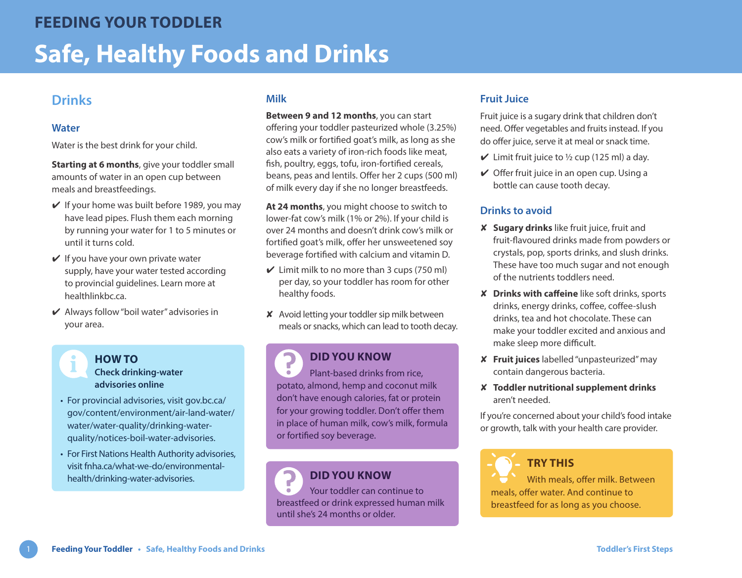# FEEDING YOUR TODDLER

# Safe, Healthy Foods and Drinks

## Drinks

### Water

Water is the best drink for your child.

**Starting at 6 months**, give your toddler small amounts of water in an open cup between meals and breastfeedings.

- ✔ If your home was built before 1989, you may have lead pipes. Flush them each morning by running your water for 1 to 5 minutes or until it turns cold.
- ✔ If you have your own private water supply, have your water tested according to provincial guidelines. Learn more at healthlinkbc.ca.
- ✔ Always follow "boil water" advisories in your area.

> **HOW TO**
> **Check drinking-water advisories online**
>
> - For provincial advisories, visit gov.bc.ca/gov/content/environment/air-land-water/water/water-quality/drinking-water-quality/notices-boil-water-advisories.
> - For First Nations Health Authority advisories, visit fnha.ca/what-we-do/environmental-health/drinking-water-advisories.

### Milk

**Between 9 and 12 months**, you can start offering your toddler pasteurized whole (3.25%) cow's milk or fortified goat's milk, as long as she also eats a variety of iron-rich foods like meat, fish, poultry, eggs, tofu, iron-fortified cereals, beans, peas and lentils. Offer her 2 cups (500 ml) of milk every day if she no longer breastfeeds.

**At 24 months**, you might choose to switch to lower-fat cow's milk (1% or 2%). If your child is over 24 months and doesn't drink cow's milk or fortified goat's milk, offer her unsweetened soy beverage fortified with calcium and vitamin D.

- ✔ Limit milk to no more than 3 cups (750 ml) per day, so your toddler has room for other healthy foods.
- ✘ Avoid letting your toddler sip milk between meals or snacks, which can lead to tooth decay.

> **DID YOU KNOW**
> Plant-based drinks from rice, potato, almond, hemp and coconut milk don't have enough calories, fat or protein for your growing toddler. Don't offer them in place of human milk, cow's milk, formula or fortified soy beverage.

> **DID YOU KNOW**
> Your toddler can continue to breastfeed or drink expressed human milk until she's 24 months or older.

### Fruit Juice

Fruit juice is a sugary drink that children don't need. Offer vegetables and fruits instead. If you do offer juice, serve it at meal or snack time.

- ✔ Limit fruit juice to ½ cup (125 ml) a day.
- ✔ Offer fruit juice in an open cup. Using a bottle can cause tooth decay.

### Drinks to avoid

- ✘ **Sugary drinks** like fruit juice, fruit and fruit-flavoured drinks made from powders or crystals, pop, sports drinks, and slush drinks. These have too much sugar and not enough of the nutrients toddlers need.
- ✘ **Drinks with caffeine** like soft drinks, sports drinks, energy drinks, coffee, coffee-slush drinks, tea and hot chocolate. These can make your toddler excited and anxious and make sleep more difficult.
- ✘ **Fruit juices** labelled "unpasteurized" may contain dangerous bacteria.
- ✘ **Toddler nutritional supplement drinks** aren't needed.

If you're concerned about your child's food intake or growth, talk with your health care provider.

> **TRY THIS**
> With meals, offer milk. Between meals, offer water. And continue to breastfeed for as long as you choose.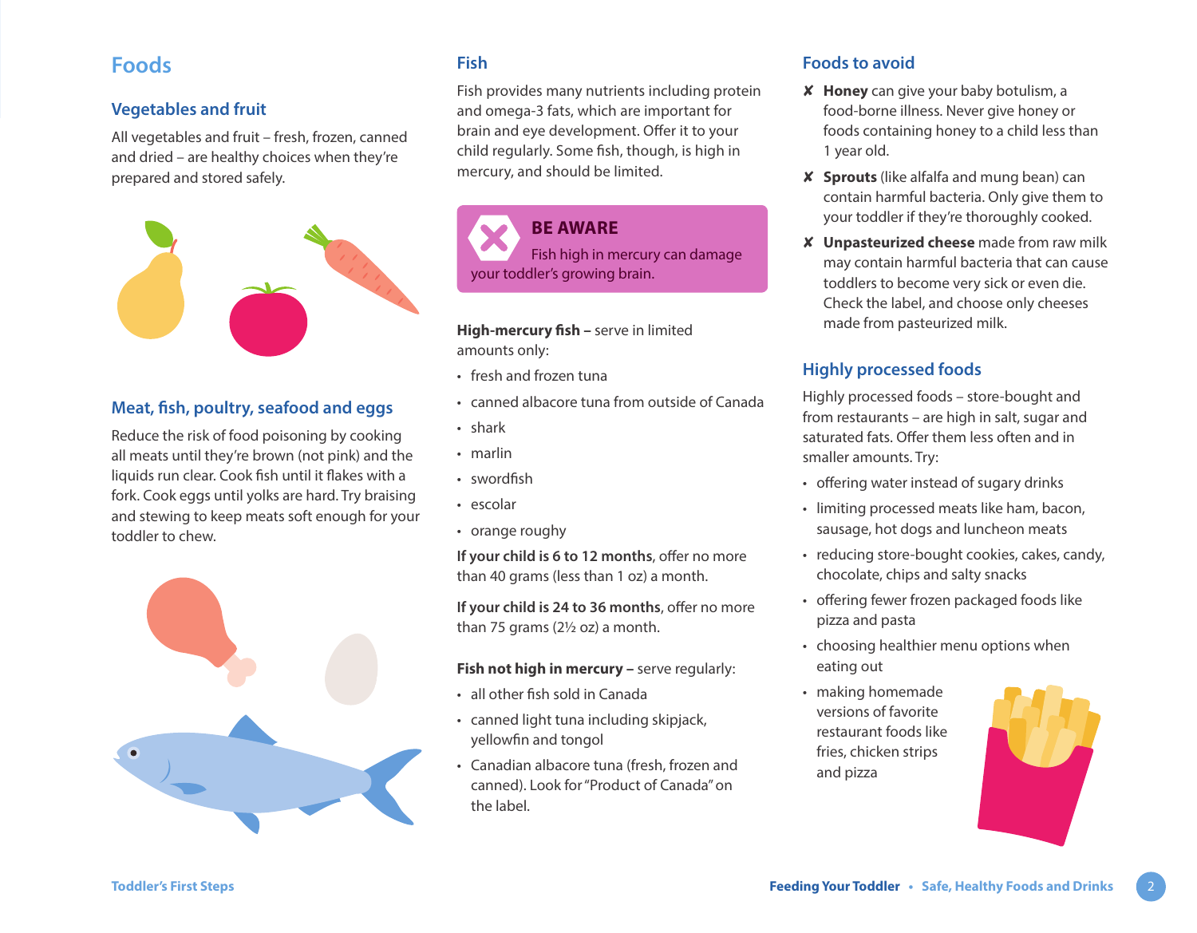# Foods

## Vegetables and fruit

All vegetables and fruit – fresh, frozen, canned and dried – are healthy choices when they're prepared and stored safely.

## Meat, fish, poultry, seafood and eggs

Reduce the risk of food poisoning by cooking all meats until they're brown (not pink) and the liquids run clear. Cook fish until it flakes with a fork. Cook eggs until yolks are hard. Try braising and stewing to keep meats soft enough for your toddler to chew.

## Fish

Fish provides many nutrients including protein and omega-3 fats, which are important for brain and eye development. Offer it to your child regularly. Some fish, though, is high in mercury, and should be limited.

**BE AWARE**

Fish high in mercury can damage your toddler's growing brain.

**High-mercury fish –** serve in limited amounts only:

- fresh and frozen tuna
- canned albacore tuna from outside of Canada
- shark
- marlin
- swordfish
- escolar
- orange roughy

**If your child is 6 to 12 months**, offer no more than 40 grams (less than 1 oz) a month.

**If your child is 24 to 36 months**, offer no more than 75 grams (2½ oz) a month.

**Fish not high in mercury –** serve regularly:

- all other fish sold in Canada
- canned light tuna including skipjack, yellowfin and tongol
- Canadian albacore tuna (fresh, frozen and canned). Look for "Product of Canada" on the label.

## Foods to avoid

- ✘ **Honey** can give your baby botulism, a food-borne illness. Never give honey or foods containing honey to a child less than 1 year old.
- ✘ **Sprouts** (like alfalfa and mung bean) can contain harmful bacteria. Only give them to your toddler if they're thoroughly cooked.
- ✘ **Unpasteurized cheese** made from raw milk may contain harmful bacteria that can cause toddlers to become very sick or even die. Check the label, and choose only cheeses made from pasteurized milk.

## Highly processed foods

Highly processed foods – store-bought and from restaurants – are high in salt, sugar and saturated fats. Offer them less often and in smaller amounts. Try:

- offering water instead of sugary drinks
- limiting processed meats like ham, bacon, sausage, hot dogs and luncheon meats
- reducing store-bought cookies, cakes, candy, chocolate, chips and salty snacks
- offering fewer frozen packaged foods like pizza and pasta
- choosing healthier menu options when eating out
- making homemade versions of favorite restaurant foods like fries, chicken strips and pizza